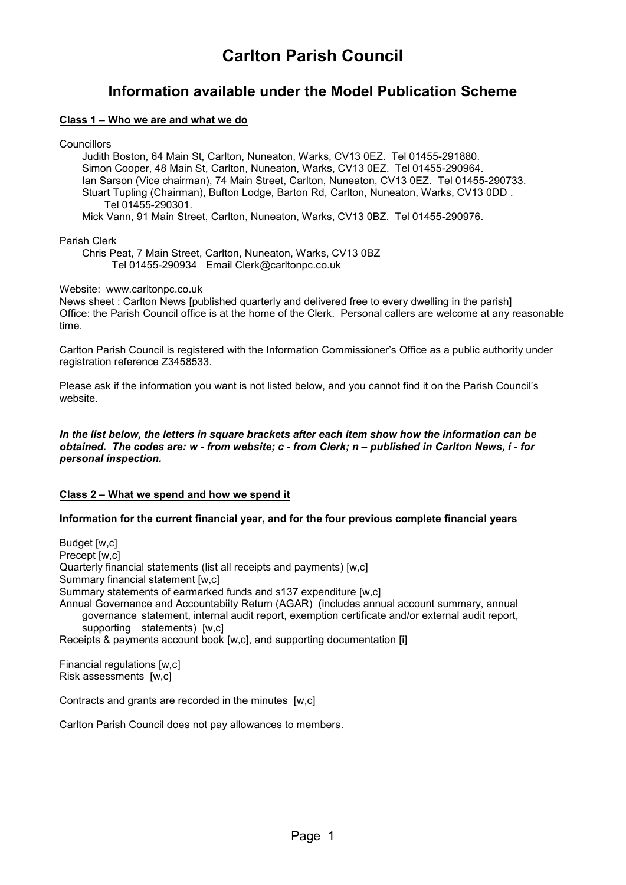# Carlton Parish Council

## Information available under the Model Publication Scheme

**Class 1 – Who we are and what we do**

Councillors

Judith Boston, 64 Main St, Carlton, Nuneaton, Warks, CV13 0EZ. Tel 01455-291880.
Simon Cooper, 48 Main St, Carlton, Nuneaton, Warks, CV13 0EZ. Tel 01455-290964.
Ian Sarson (Vice chairman), 74 Main Street, Carlton, Nuneaton, CV13 0EZ. Tel 01455-290733.
Stuart Tupling (Chairman), Bufton Lodge, Barton Rd, Carlton, Nuneaton, Warks, CV13 0DD . Tel 01455-290301.
Mick Vann, 91 Main Street, Carlton, Nuneaton, Warks, CV13 0BZ. Tel 01455-290976.

Parish Clerk

Chris Peat, 7 Main Street, Carlton, Nuneaton, Warks, CV13 0BZ
Tel 01455-290934 Email Clerk@carltonpc.co.uk

Website: www.carltonpc.co.uk
News sheet : Carlton News [published quarterly and delivered free to every dwelling in the parish]
Office: the Parish Council office is at the home of the Clerk. Personal callers are welcome at any reasonable time.

Carlton Parish Council is registered with the Information Commissioner's Office as a public authority under registration reference Z3458533.

Please ask if the information you want is not listed below, and you cannot find it on the Parish Council's website.

***In the list below, the letters in square brackets after each item show how the information can be obtained. The codes are: w - from website; c - from Clerk; n – published in Carlton News, i - for personal inspection.***

**Class 2 – What we spend and how we spend it**

**Information for the current financial year, and for the four previous complete financial years**

Budget [w,c]
Precept [w,c]
Quarterly financial statements (list all receipts and payments) [w,c]
Summary financial statement [w,c]
Summary statements of earmarked funds and s137 expenditure [w,c]
Annual Governance and Accountabiity Return (AGAR) (includes annual account summary, annual governance statement, internal audit report, exemption certificate and/or external audit report, supporting statements) [w,c]
Receipts & payments account book [w,c], and supporting documentation [i]

Financial regulations [w,c]
Risk assessments [w,c]

Contracts and grants are recorded in the minutes [w,c]

Carlton Parish Council does not pay allowances to members.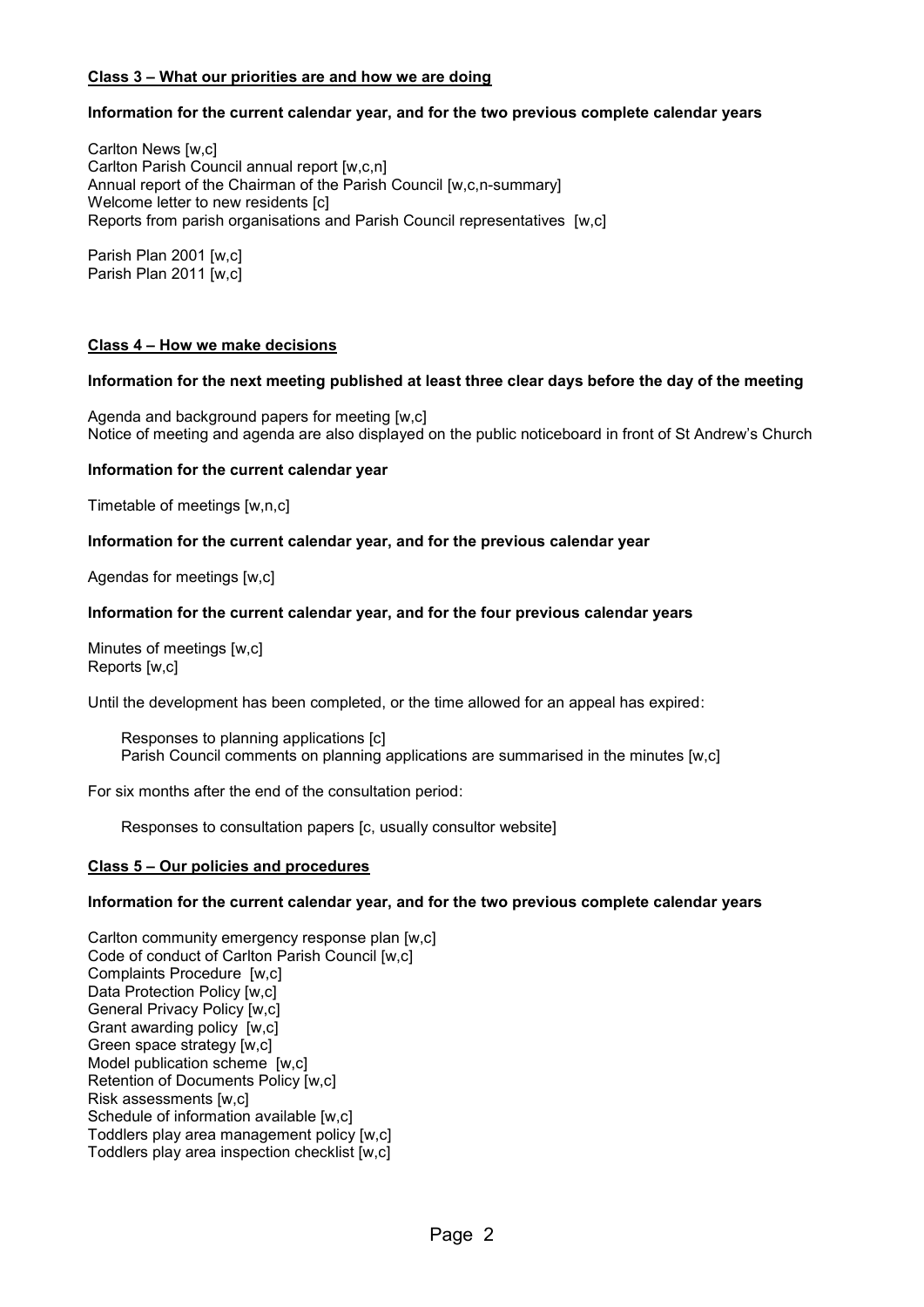## Class 3 – What our priorities are and how we are doing

**Information for the current calendar year, and for the two previous complete calendar years**

Carlton News [w,c]
Carlton Parish Council annual report [w,c,n]
Annual report of the Chairman of the Parish Council [w,c,n-summary]
Welcome letter to new residents [c]
Reports from parish organisations and Parish Council representatives [w,c]

Parish Plan 2001 [w,c]
Parish Plan 2011 [w,c]

## Class 4 – How we make decisions

**Information for the next meeting published at least three clear days before the day of the meeting**

Agenda and background papers for meeting [w,c]
Notice of meeting and agenda are also displayed on the public noticeboard in front of St Andrew's Church

**Information for the current calendar year**

Timetable of meetings [w,n,c]

**Information for the current calendar year, and for the previous calendar year**

Agendas for meetings [w,c]

**Information for the current calendar year, and for the four previous calendar years**

Minutes of meetings [w,c]
Reports [w,c]

Until the development has been completed, or the time allowed for an appeal has expired:

> Responses to planning applications [c]
> Parish Council comments on planning applications are summarised in the minutes [w,c]

For six months after the end of the consultation period:

> Responses to consultation papers [c, usually consultor website]

## Class 5 – Our policies and procedures

**Information for the current calendar year, and for the two previous complete calendar years**

Carlton community emergency response plan [w,c]
Code of conduct of Carlton Parish Council [w,c]
Complaints Procedure [w,c]
Data Protection Policy [w,c]
General Privacy Policy [w,c]
Grant awarding policy [w,c]
Green space strategy [w,c]
Model publication scheme [w,c]
Retention of Documents Policy [w,c]
Risk assessments [w,c]
Schedule of information available [w,c]
Toddlers play area management policy [w,c]
Toddlers play area inspection checklist [w,c]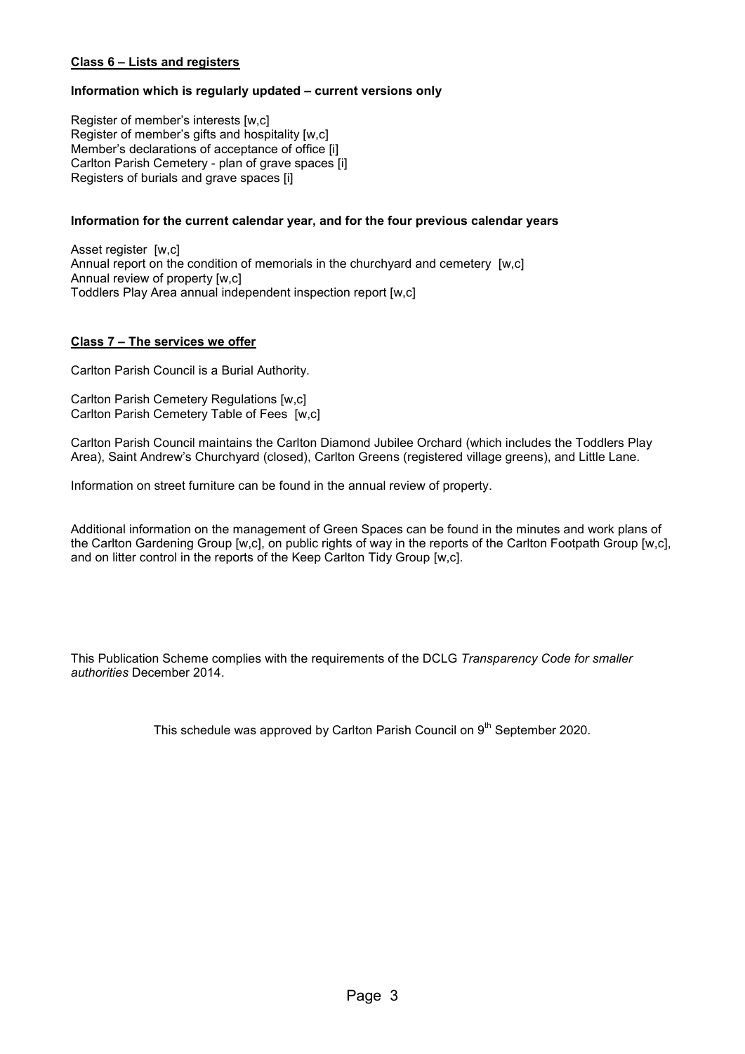## Class 6 – Lists and registers

**Information which is regularly updated – current versions only**

Register of member's interests [w,c]
Register of member's gifts and hospitality [w,c]
Member's declarations of acceptance of office [i]
Carlton Parish Cemetery - plan of grave spaces [i]
Registers of burials and grave spaces [i]

**Information for the current calendar year, and for the four previous calendar years**

Asset register [w,c]
Annual report on the condition of memorials in the churchyard and cemetery [w,c]
Annual review of property [w,c]
Toddlers Play Area annual independent inspection report [w,c]

## Class 7 – The services we offer

Carlton Parish Council is a Burial Authority.

Carlton Parish Cemetery Regulations [w,c]
Carlton Parish Cemetery Table of Fees [w,c]

Carlton Parish Council maintains the Carlton Diamond Jubilee Orchard (which includes the Toddlers Play Area), Saint Andrew's Churchyard (closed), Carlton Greens (registered village greens), and Little Lane.

Information on street furniture can be found in the annual review of property.

Additional information on the management of Green Spaces can be found in the minutes and work plans of the Carlton Gardening Group [w,c], on public rights of way in the reports of the Carlton Footpath Group [w,c], and on litter control in the reports of the Keep Carlton Tidy Group [w,c].

This Publication Scheme complies with the requirements of the DCLG *Transparency Code for smaller authorities* December 2014.

This schedule was approved by Carlton Parish Council on 9th September 2020.